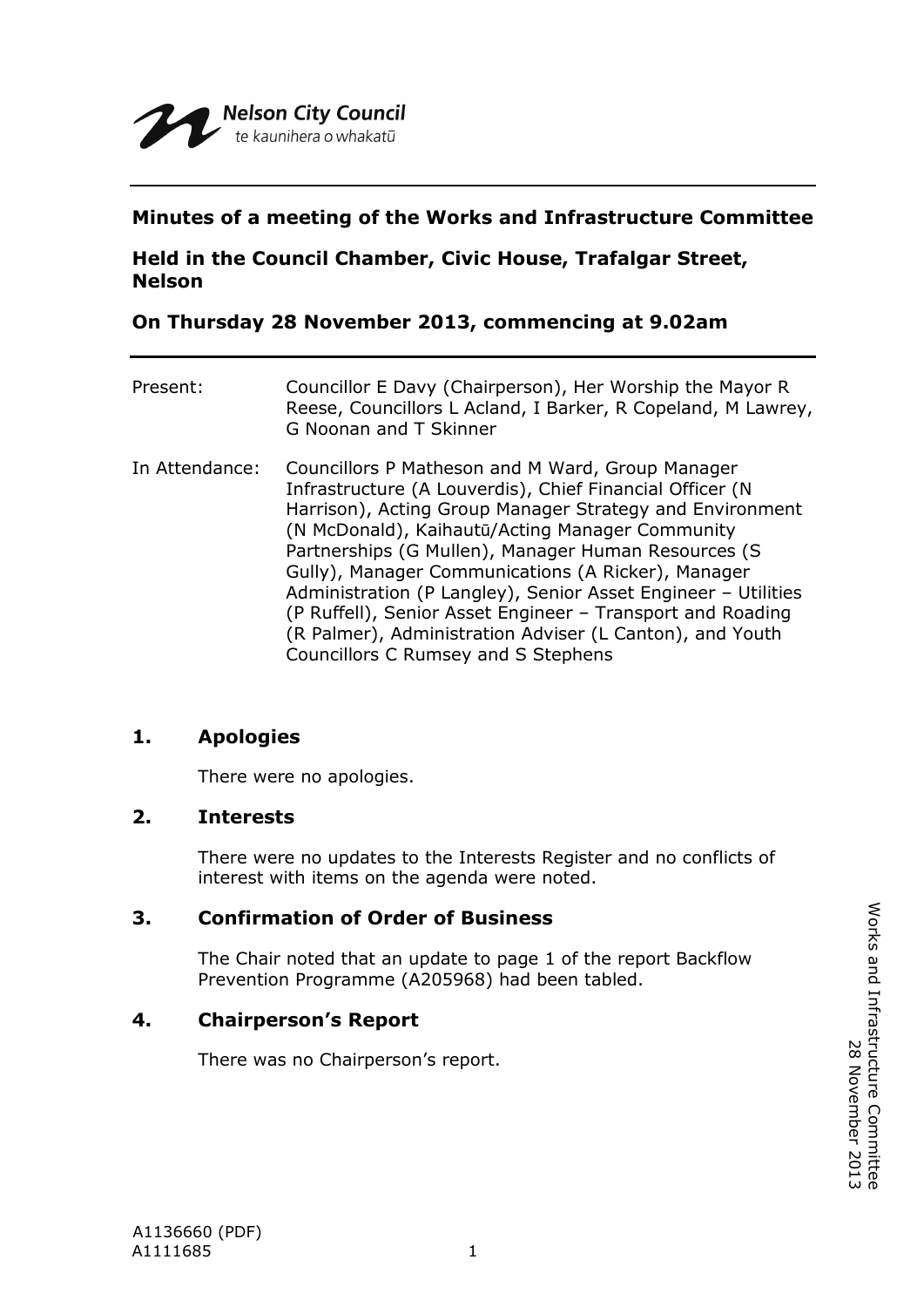Nelson City Council
te kaunihera o whakatū

**Minutes of a meeting of the Works and Infrastructure Committee**

**Held in the Council Chamber, Civic House, Trafalgar Street, Nelson**

**On Thursday 28 November 2013, commencing at 9.02am**

Present: Councillor E Davy (Chairperson), Her Worship the Mayor R Reese, Councillors L Acland, I Barker, R Copeland, M Lawrey, G Noonan and T Skinner

In Attendance: Councillors P Matheson and M Ward, Group Manager Infrastructure (A Louverdis), Chief Financial Officer (N Harrison), Acting Group Manager Strategy and Environment (N McDonald), Kaihautū/Acting Manager Community Partnerships (G Mullen), Manager Human Resources (S Gully), Manager Communications (A Ricker), Manager Administration (P Langley), Senior Asset Engineer – Utilities (P Ruffell), Senior Asset Engineer – Transport and Roading (R Palmer), Administration Adviser (L Canton), and Youth Councillors C Rumsey and S Stephens

## 1. Apologies

There were no apologies.

## 2. Interests

There were no updates to the Interests Register and no conflicts of interest with items on the agenda were noted.

## 3. Confirmation of Order of Business

The Chair noted that an update to page 1 of the report Backflow Prevention Programme (A205968) had been tabled.

## 4. Chairperson's Report

There was no Chairperson's report.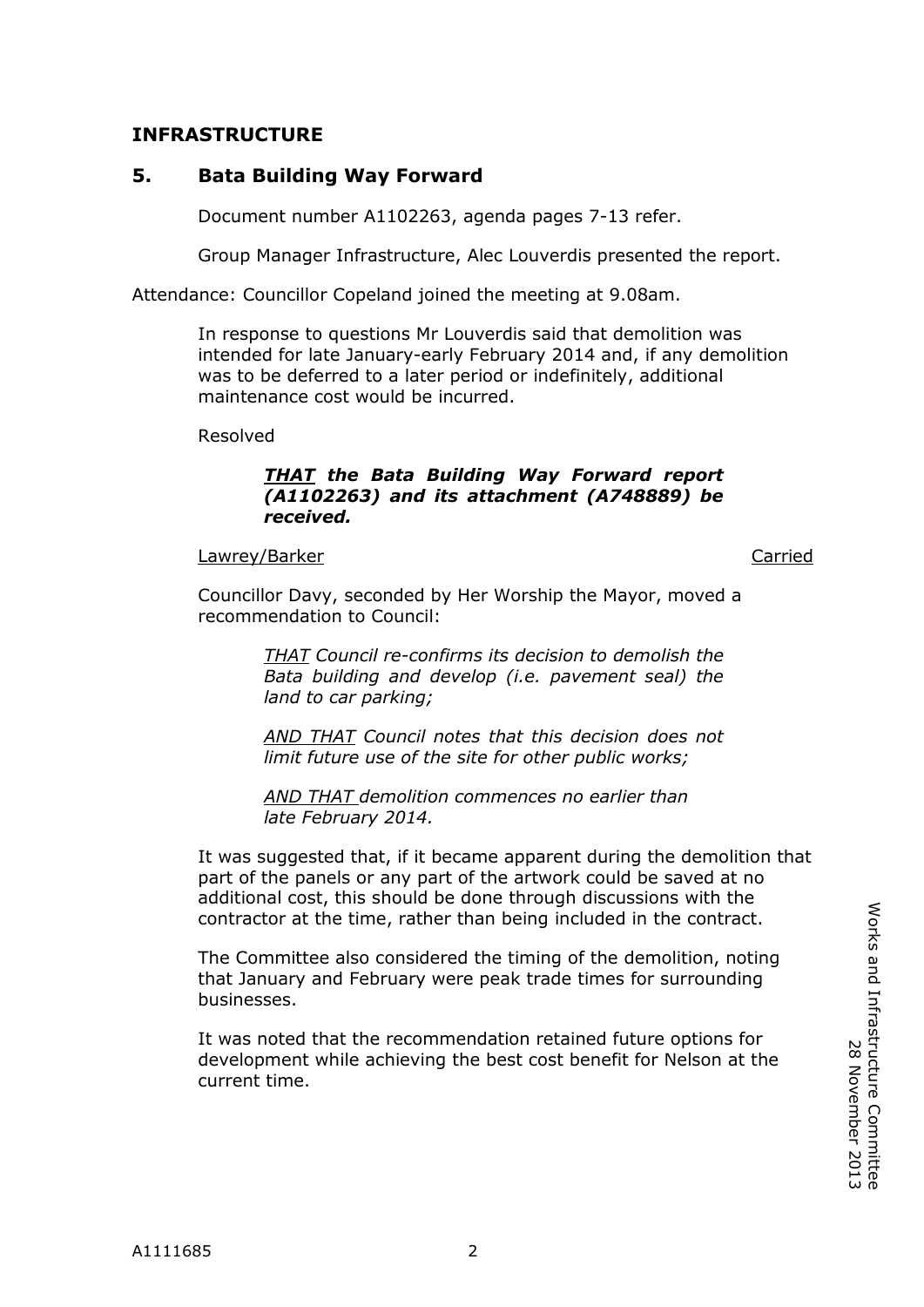## INFRASTRUCTURE

### 5. Bata Building Way Forward

Document number A1102263, agenda pages 7-13 refer.

Group Manager Infrastructure, Alec Louverdis presented the report.

Attendance: Councillor Copeland joined the meeting at 9.08am.

In response to questions Mr Louverdis said that demolition was intended for late January-early February 2014 and, if any demolition was to be deferred to a later period or indefinitely, additional maintenance cost would be incurred.

Resolved

> ***THAT** the Bata Building Way Forward report (A1102263) and its attachment (A748889) be received.*

Lawrey/Barker — Carried

Councillor Davy, seconded by Her Worship the Mayor, moved a recommendation to Council:

> *THAT Council re-confirms its decision to demolish the Bata building and develop (i.e. pavement seal) the land to car parking;*
>
> *AND THAT Council notes that this decision does not limit future use of the site for other public works;*
>
> *AND THAT demolition commences no earlier than late February 2014.*

It was suggested that, if it became apparent during the demolition that part of the panels or any part of the artwork could be saved at no additional cost, this should be done through discussions with the contractor at the time, rather than being included in the contract.

The Committee also considered the timing of the demolition, noting that January and February were peak trade times for surrounding businesses.

It was noted that the recommendation retained future options for development while achieving the best cost benefit for Nelson at the current time.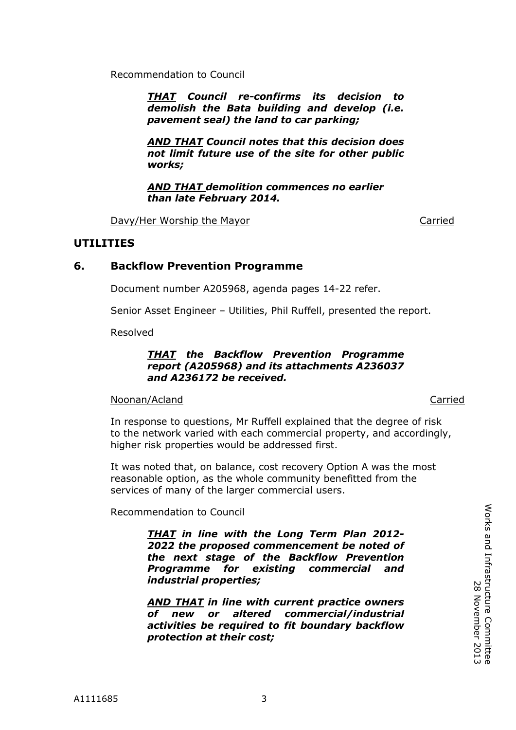Recommendation to Council

> ***<u>THAT</u> Council re-confirms its decision to demolish the Bata building and develop (i.e. pavement seal) the land to car parking;***
>
> ***<u>AND THAT</u> Council notes that this decision does not limit future use of the site for other public works;***
>
> ***<u>AND THAT</u> demolition commences no earlier than late February 2014.***

<u>Davy/Her Worship the Mayor</u> <u>Carried</u>

## UTILITIES

### 6. Backflow Prevention Programme

Document number A205968, agenda pages 14-22 refer.

Senior Asset Engineer – Utilities, Phil Ruffell, presented the report.

Resolved

> ***<u>THAT</u> the Backflow Prevention Programme report (A205968) and its attachments A236037 and A236172 be received.***

<u>Noonan/Acland</u> <u>Carried</u>

In response to questions, Mr Ruffell explained that the degree of risk to the network varied with each commercial property, and accordingly, higher risk properties would be addressed first.

It was noted that, on balance, cost recovery Option A was the most reasonable option, as the whole community benefitted from the services of many of the larger commercial users.

Recommendation to Council

> ***<u>THAT</u> in line with the Long Term Plan 2012-2022 the proposed commencement be noted of the next stage of the Backflow Prevention Programme for existing commercial and industrial properties;***
>
> ***<u>AND THAT</u> in line with current practice owners of new or altered commercial/industrial activities be required to fit boundary backflow protection at their cost;***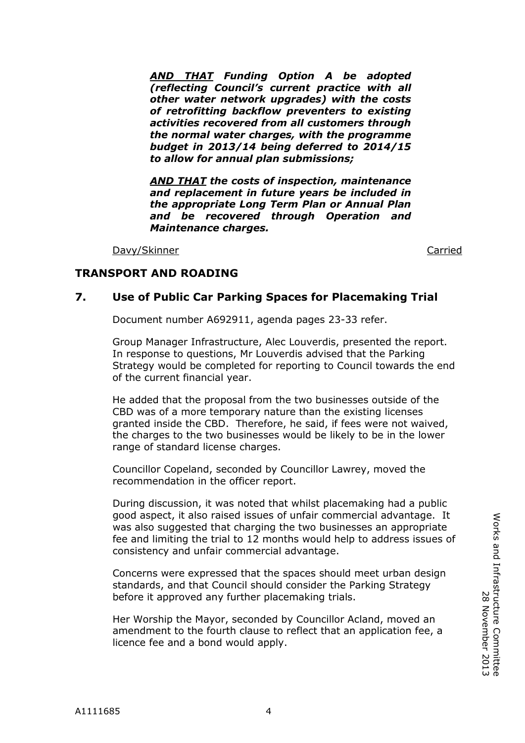***<u>AND THAT</u> Funding Option A be adopted (reflecting Council's current practice with all other water network upgrades) with the costs of retrofitting backflow preventers to existing activities recovered from all customers through the normal water charges, with the programme budget in 2013/14 being deferred to 2014/15 to allow for annual plan submissions;***

***<u>AND THAT</u> the costs of inspection, maintenance and replacement in future years be included in the appropriate Long Term Plan or Annual Plan and be recovered through Operation and Maintenance charges.***

<u>Davy/Skinner</u> <u>Carried</u>

## TRANSPORT AND ROADING

### 7. Use of Public Car Parking Spaces for Placemaking Trial

Document number A692911, agenda pages 23-33 refer.

Group Manager Infrastructure, Alec Louverdis, presented the report. In response to questions, Mr Louverdis advised that the Parking Strategy would be completed for reporting to Council towards the end of the current financial year.

He added that the proposal from the two businesses outside of the CBD was of a more temporary nature than the existing licenses granted inside the CBD. Therefore, he said, if fees were not waived, the charges to the two businesses would be likely to be in the lower range of standard license charges.

Councillor Copeland, seconded by Councillor Lawrey, moved the recommendation in the officer report.

During discussion, it was noted that whilst placemaking had a public good aspect, it also raised issues of unfair commercial advantage. It was also suggested that charging the two businesses an appropriate fee and limiting the trial to 12 months would help to address issues of consistency and unfair commercial advantage.

Concerns were expressed that the spaces should meet urban design standards, and that Council should consider the Parking Strategy before it approved any further placemaking trials.

Her Worship the Mayor, seconded by Councillor Acland, moved an amendment to the fourth clause to reflect that an application fee, a licence fee and a bond would apply.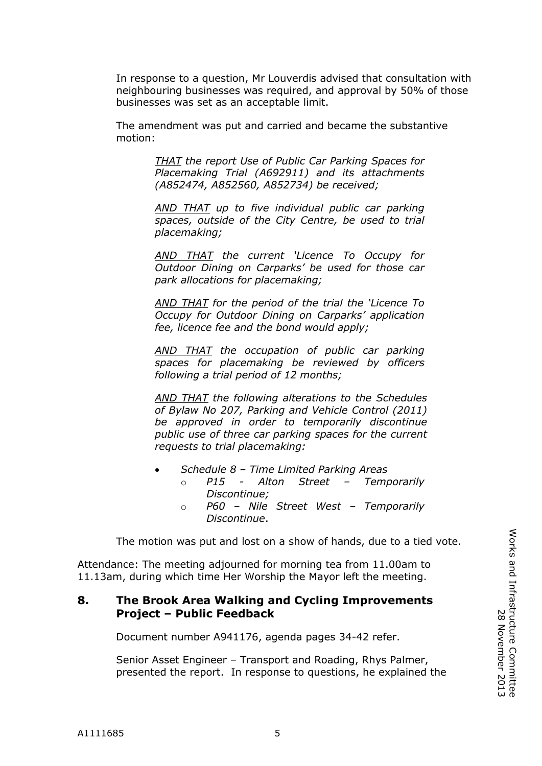In response to a question, Mr Louverdis advised that consultation with neighbouring businesses was required, and approval by 50% of those businesses was set as an acceptable limit.

The amendment was put and carried and became the substantive motion:

> *THAT the report Use of Public Car Parking Spaces for Placemaking Trial (A692911) and its attachments (A852474, A852560, A852734) be received;*
>
> *AND THAT up to five individual public car parking spaces, outside of the City Centre, be used to trial placemaking;*
>
> *AND THAT the current 'Licence To Occupy for Outdoor Dining on Carparks' be used for those car park allocations for placemaking;*
>
> *AND THAT for the period of the trial the 'Licence To Occupy for Outdoor Dining on Carparks' application fee, licence fee and the bond would apply;*
>
> *AND THAT the occupation of public car parking spaces for placemaking be reviewed by officers following a trial period of 12 months;*
>
> *AND THAT the following alterations to the Schedules of Bylaw No 207, Parking and Vehicle Control (2011) be approved in order to temporarily discontinue public use of three car parking spaces for the current requests to trial placemaking:*
>
> - *Schedule 8 – Time Limited Parking Areas*
>   - *P15 - Alton Street – Temporarily Discontinue;*
>   - *P60 – Nile Street West – Temporarily Discontinue*.

The motion was put and lost on a show of hands, due to a tied vote.

Attendance: The meeting adjourned for morning tea from 11.00am to 11.13am, during which time Her Worship the Mayor left the meeting.

## 8. The Brook Area Walking and Cycling Improvements Project – Public Feedback

Document number A941176, agenda pages 34-42 refer.

Senior Asset Engineer – Transport and Roading, Rhys Palmer, presented the report. In response to questions, he explained the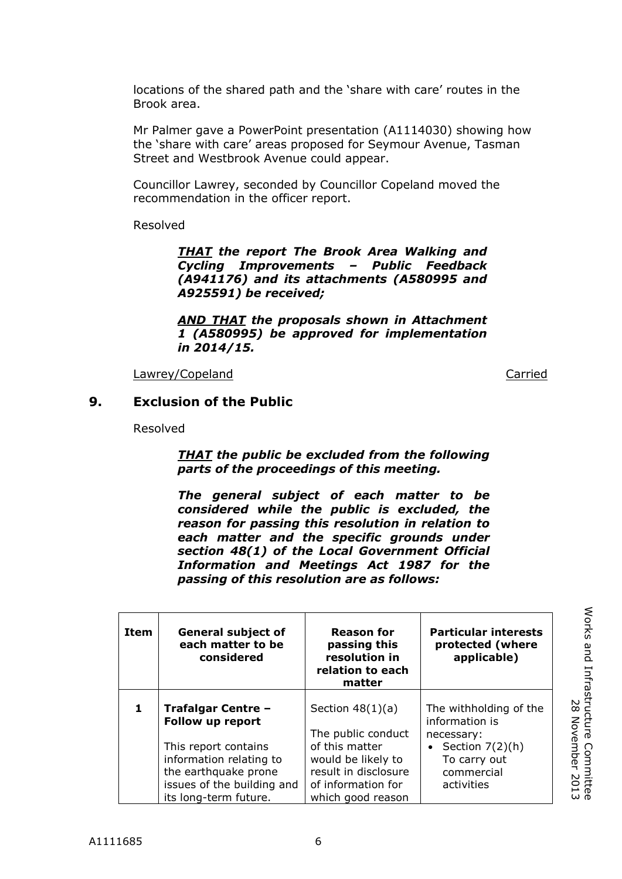locations of the shared path and the 'share with care' routes in the Brook area.

Mr Palmer gave a PowerPoint presentation (A1114030) showing how the 'share with care' areas proposed for Seymour Avenue, Tasman Street and Westbrook Avenue could appear.

Councillor Lawrey, seconded by Councillor Copeland moved the recommendation in the officer report.

Resolved

> ***THAT** the report The Brook Area Walking and Cycling Improvements – Public Feedback (A941176) and its attachments (A580995 and A925591) be received;*
>
> ***AND THAT** the proposals shown in Attachment 1 (A580995) be approved for implementation in 2014/15.*

Lawrey/Copeland — Carried

## 9. Exclusion of the Public

Resolved

> ***THAT** the public be excluded from the following parts of the proceedings of this meeting.*
>
> ***The general subject of each matter to be considered while the public is excluded, the reason for passing this resolution in relation to each matter and the specific grounds under section 48(1) of the Local Government Official Information and Meetings Act 1987 for the passing of this resolution are as follows:***

| Item | General subject of each matter to be considered | Reason for passing this resolution in relation to each matter | Particular interests protected (where applicable) |
|---|---|---|---|
| 1 | **Trafalgar Centre – Follow up report**<br><br>This report contains information relating to the earthquake prone issues of the building and its long-term future. | Section 48(1)(a)<br><br>The public conduct of this matter would be likely to result in disclosure of information for which good reason | The withholding of the information is necessary:<br>• Section 7(2)(h) To carry out commercial activities |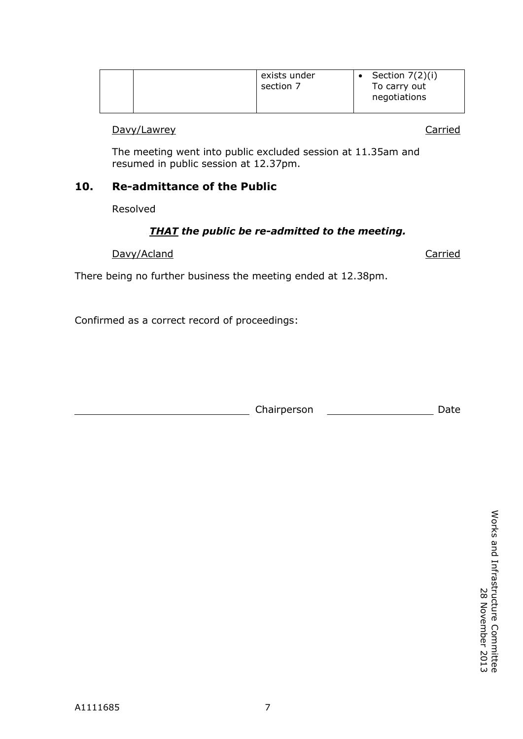| | | | |
|---|---|---|---|
| | | exists under section 7 | • Section 7(2)(i) To carry out negotiations |

Davy/Lawrey Carried

The meeting went into public excluded session at 11.35am and resumed in public session at 12.37pm.

## 10. Re-admittance of the Public

Resolved

***<u>THAT</u> the public be re-admitted to the meeting.***

Davy/Acland Carried

There being no further business the meeting ended at 12.38pm.

Confirmed as a correct record of proceedings:

_____________________________ Chairperson _________________ Date